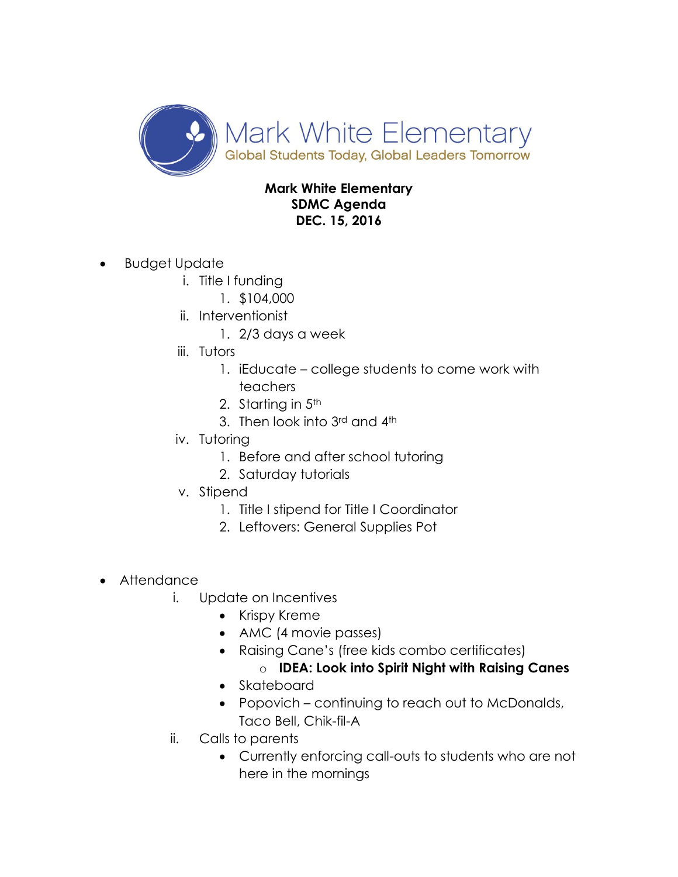Mark White Elementary
Global Students Today, Global Leaders Tomorrow

**Mark White Elementary**
**SDMC Agenda**
**DEC. 15, 2016**

- Budget Update
    - i. Title I funding
        1. $104,000
    - ii. Interventionist
        1. 2/3 days a week
    - iii. Tutors
        1. iEducate – college students to come work with teachers
        2. Starting in 5th
        3. Then look into 3rd and 4th
    - iv. Tutoring
        1. Before and after school tutoring
        2. Saturday tutorials
    - v. Stipend
        1. Title I stipend for Title I Coordinator
        2. Leftovers: General Supplies Pot

- Attendance
    - i. Update on Incentives
        - Krispy Kreme
        - AMC (4 movie passes)
        - Raising Cane's (free kids combo certificates)
            - **IDEA: Look into Spirit Night with Raising Canes**
        - Skateboard
        - Popovich – continuing to reach out to McDonalds, Taco Bell, Chik-fil-A
    - ii. Calls to parents
        - Currently enforcing call-outs to students who are not here in the mornings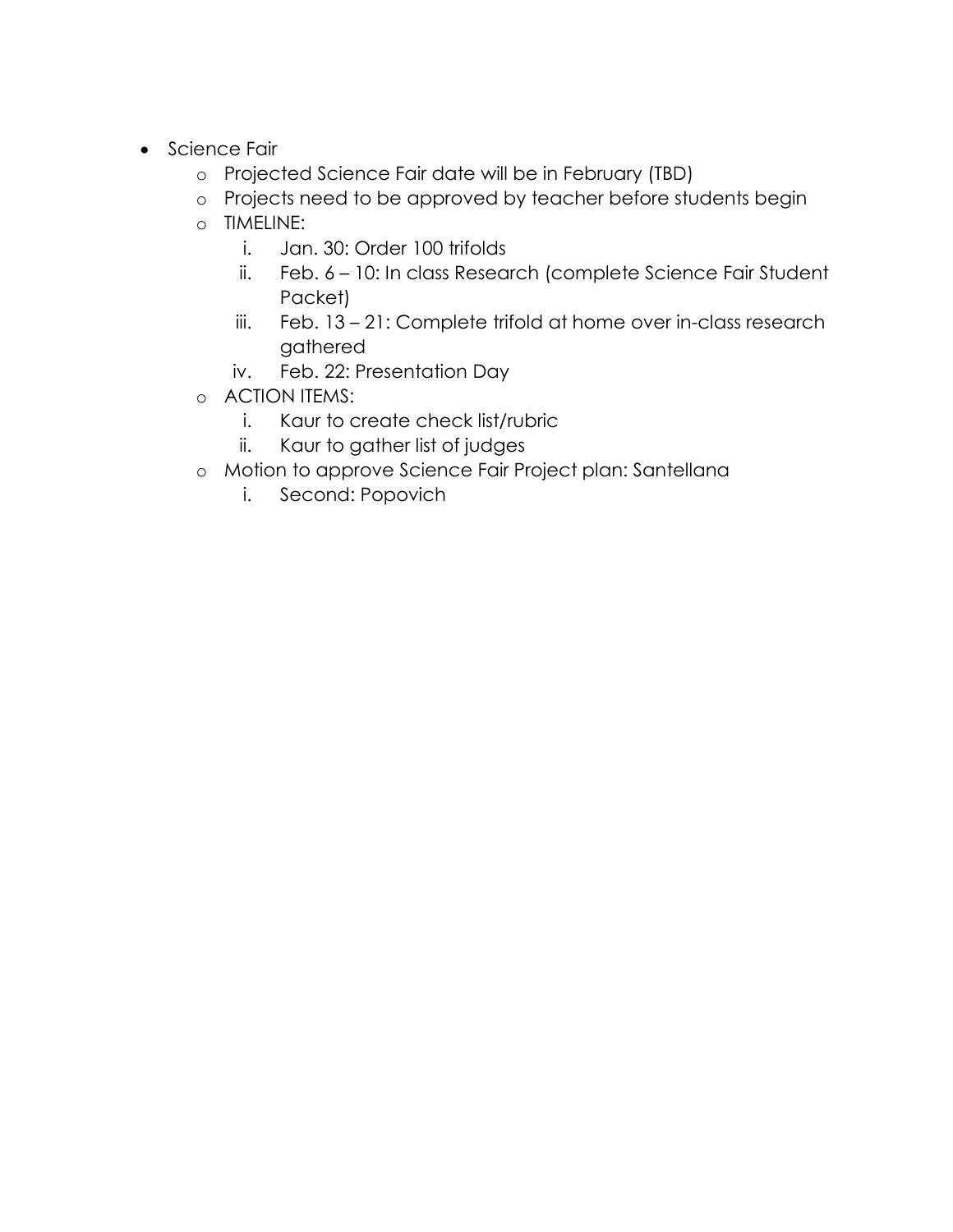- Science Fair
  - Projected Science Fair date will be in February (TBD)
  - Projects need to be approved by teacher before students begin
  - TIMELINE:
    1. Jan. 30: Order 100 trifolds
    2. Feb. 6 – 10: In class Research (complete Science Fair Student Packet)
    3. Feb. 13 – 21: Complete trifold at home over in-class research gathered
    4. Feb. 22: Presentation Day
  - ACTION ITEMS:
    1. Kaur to create check list/rubric
    2. Kaur to gather list of judges
  - Motion to approve Science Fair Project plan: Santellana
    1. Second: Popovich